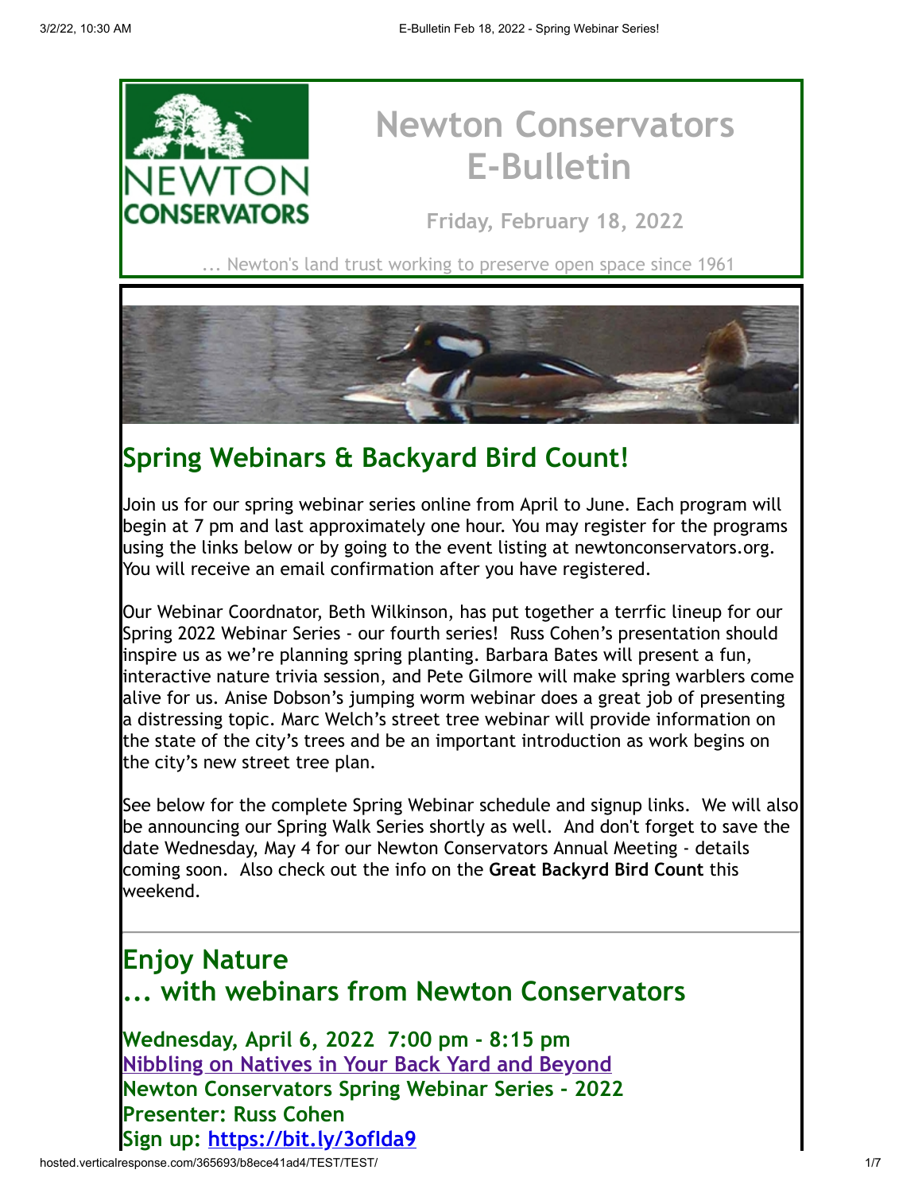# Newton Conservators E-Bulletin

**Friday, February 18, 2022**

... Newton's land trust working to preserve open space since 1961

## Spring Webinars & Backyard Bird Count!

Join us for our spring webinar series online from April to June. Each program will begin at 7 pm and last approximately one hour. You may register for the programs using the links below or by going to the event listing at newtonconservators.org. You will receive an email confirmation after you have registered.

Our Webinar Coordnator, Beth Wilkinson, has put together a terrfic lineup for our Spring 2022 Webinar Series - our fourth series! Russ Cohen's presentation should inspire us as we're planning spring planting. Barbara Bates will present a fun, interactive nature trivia session, and Pete Gilmore will make spring warblers come alive for us. Anise Dobson's jumping worm webinar does a great job of presenting a distressing topic. Marc Welch's street tree webinar will provide information on the state of the city's trees and be an important introduction as work begins on the city's new street tree plan.

See below for the complete Spring Webinar schedule and signup links. We will also be announcing our Spring Walk Series shortly as well. And don't forget to save the date Wednesday, May 4 for our Newton Conservators Annual Meeting - details coming soon. Also check out the info on the **Great Backyrd Bird Count** this weekend.

## Enjoy Nature ... with webinars from Newton Conservators

**Wednesday, April 6, 2022 7:00 pm - 8:15 pm**
**Nibbling on Natives in Your Back Yard and Beyond**
**Newton Conservators Spring Webinar Series - 2022**
**Presenter: Russ Cohen**
**Sign up: https://bit.ly/3ofIda9**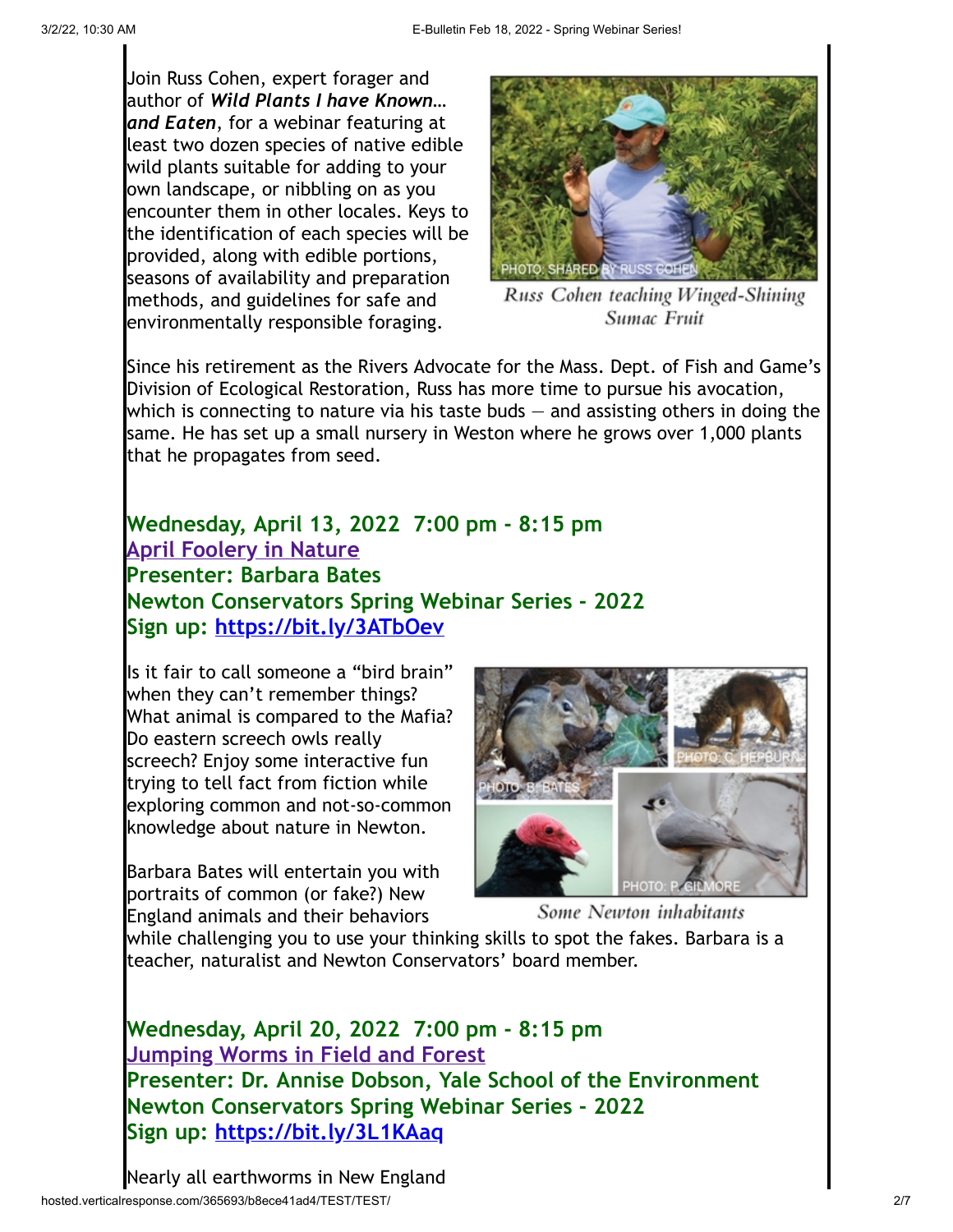Join Russ Cohen, expert forager and author of ***Wild Plants I have Known… and Eaten***, for a webinar featuring at least two dozen species of native edible wild plants suitable for adding to your own landscape, or nibbling on as you encounter them in other locales. Keys to the identification of each species will be provided, along with edible portions, seasons of availability and preparation methods, and guidelines for safe and environmentally responsible foraging.

PHOTO: SHARED BY RUSS COHEN

*Russ Cohen teaching Winged-Shining Sumac Fruit*

Since his retirement as the Rivers Advocate for the Mass. Dept. of Fish and Game's Division of Ecological Restoration, Russ has more time to pursue his avocation, which is connecting to nature via his taste buds — and assisting others in doing the same. He has set up a small nursery in Weston where he grows over 1,000 plants that he propagates from seed.

**Wednesday, April 13, 2022  7:00 pm - 8:15 pm**
**April Foolery in Nature**
**Presenter: Barbara Bates**
**Newton Conservators Spring Webinar Series - 2022**
**Sign up: https://bit.ly/3ATbOev**

Is it fair to call someone a "bird brain" when they can't remember things? What animal is compared to the Mafia? Do eastern screech owls really screech? Enjoy some interactive fun trying to tell fact from fiction while exploring common and not-so-common knowledge about nature in Newton.

PHOTO: B. BATES

PHOTO: C. HEPBURN

PHOTO: P. GILMORE

*Some Newton inhabitants*

Barbara Bates will entertain you with portraits of common (or fake?) New England animals and their behaviors while challenging you to use your thinking skills to spot the fakes. Barbara is a teacher, naturalist and Newton Conservators' board member.

**Wednesday, April 20, 2022  7:00 pm - 8:15 pm**
**Jumping Worms in Field and Forest**
**Presenter: Dr. Annise Dobson, Yale School of the Environment**
**Newton Conservators Spring Webinar Series - 2022**
**Sign up: https://bit.ly/3L1KAaq**

Nearly all earthworms in New England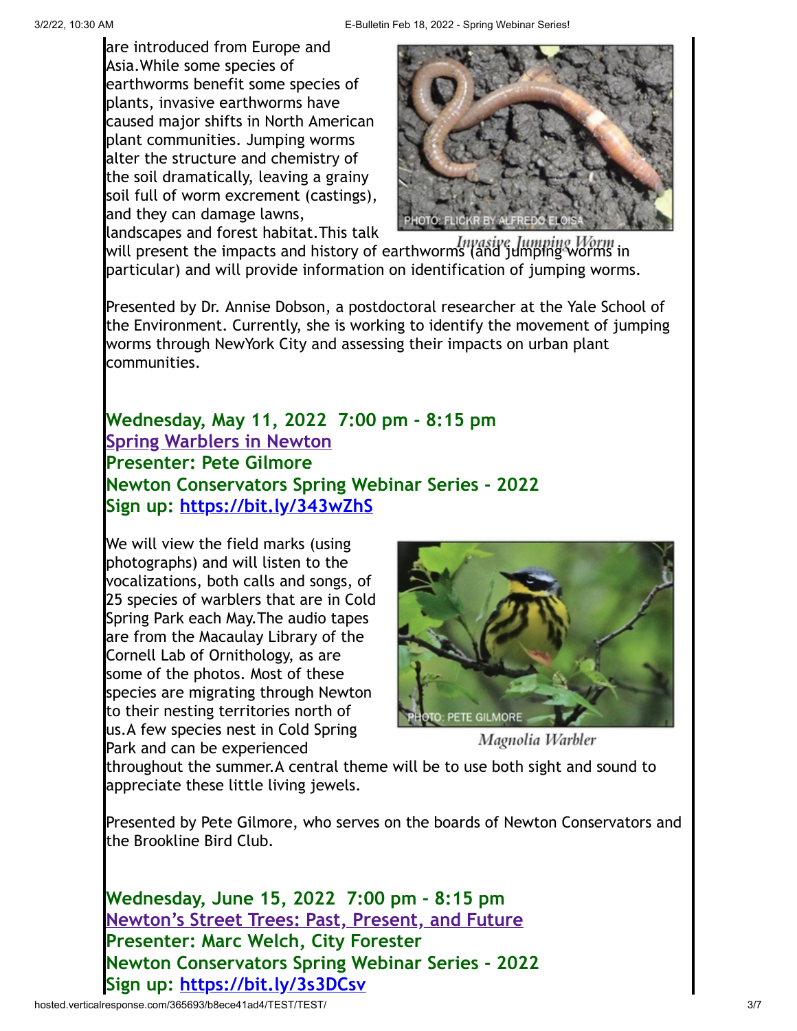are introduced from Europe and Asia.While some species of earthworms benefit some species of plants, invasive earthworms have caused major shifts in North American plant communities. Jumping worms alter the structure and chemistry of the soil dramatically, leaving a grainy soil full of worm excrement (castings), and they can damage lawns, landscapes and forest habitat.This talk will present the impacts and history of earthworms (and jumping worms in particular) and will provide information on identification of jumping worms.

PHOTO: FLICKR BY ALFREDO ELOISA

*Invasive Jumping Worm*

Presented by Dr. Annise Dobson, a postdoctoral researcher at the Yale School of the Environment. Currently, she is working to identify the movement of jumping worms through NewYork City and assessing their impacts on urban plant communities.

**Wednesday, May 11, 2022  7:00 pm - 8:15 pm**
**Spring Warblers in Newton**
**Presenter: Pete Gilmore**
**Newton Conservators Spring Webinar Series - 2022**
**Sign up: https://bit.ly/343wZhS**

We will view the field marks (using photographs) and will listen to the vocalizations, both calls and songs, of 25 species of warblers that are in Cold Spring Park each May.The audio tapes are from the Macaulay Library of the Cornell Lab of Ornithology, as are some of the photos. Most of these species are migrating through Newton to their nesting territories north of us.A few species nest in Cold Spring Park and can be experienced throughout the summer.A central theme will be to use both sight and sound to appreciate these little living jewels.

PHOTO: PETE GILMORE

*Magnolia Warbler*

Presented by Pete Gilmore, who serves on the boards of Newton Conservators and the Brookline Bird Club.

**Wednesday, June 15, 2022  7:00 pm - 8:15 pm**
**Newton's Street Trees: Past, Present, and Future**
**Presenter: Marc Welch, City Forester**
**Newton Conservators Spring Webinar Series - 2022**
**Sign up: https://bit.ly/3s3DCsv**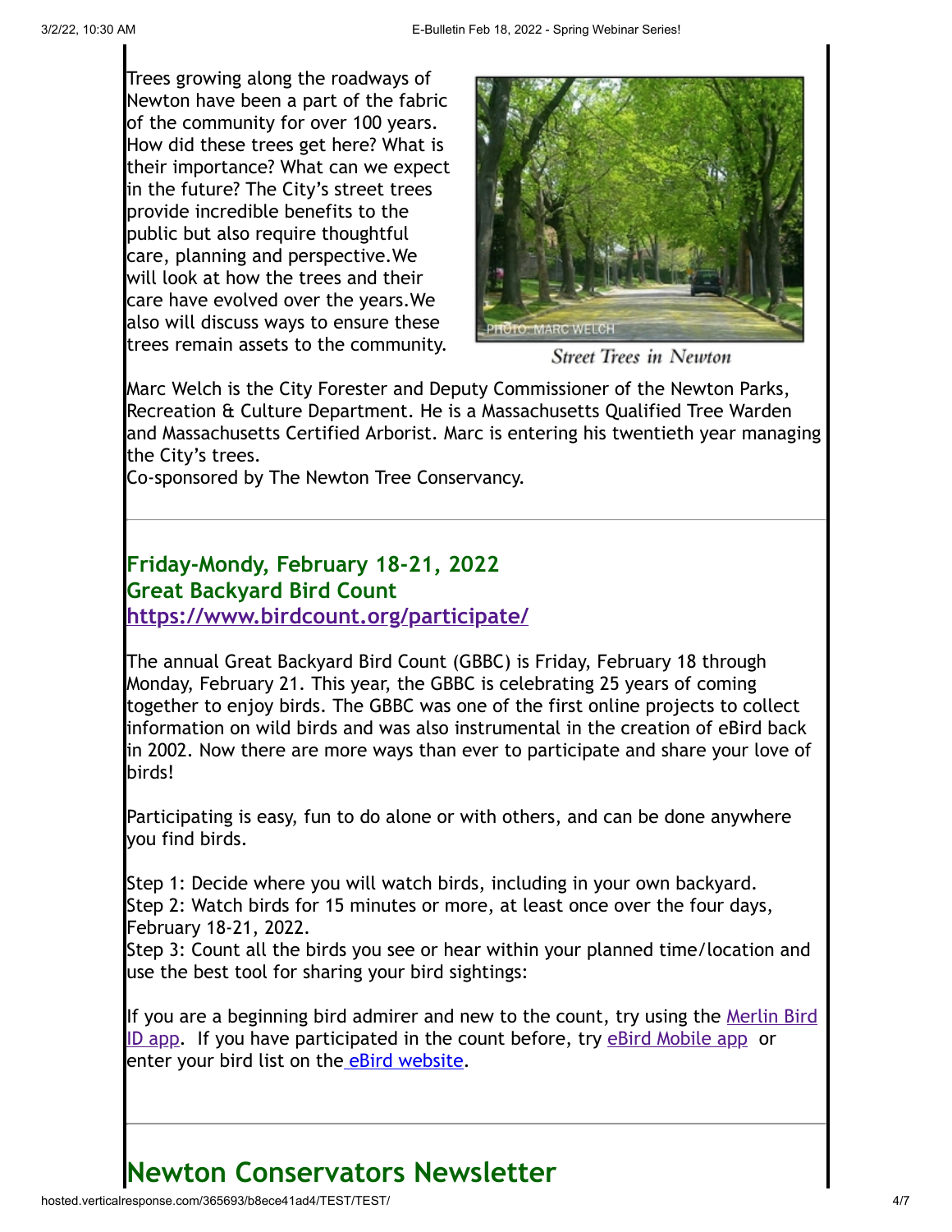Trees growing along the roadways of Newton have been a part of the fabric of the community for over 100 years. How did these trees get here? What is their importance? What can we expect in the future? The City's street trees provide incredible benefits to the public but also require thoughtful care, planning and perspective.We will look at how the trees and their care have evolved over the years.We also will discuss ways to ensure these trees remain assets to the community.

PHOTO: MARC WELCH

*Street Trees in Newton*

Marc Welch is the City Forester and Deputy Commissioner of the Newton Parks, Recreation & Culture Department. He is a Massachusetts Qualified Tree Warden and Massachusetts Certified Arborist. Marc is entering his twentieth year managing the City's trees.
Co-sponsored by The Newton Tree Conservancy.

---

### Friday-Mondy, February 18-21, 2022
### Great Backyard Bird Count
### [https://www.birdcount.org/participate/](https://www.birdcount.org/participate/)

The annual Great Backyard Bird Count (GBBC) is Friday, February 18 through Monday, February 21. This year, the GBBC is celebrating 25 years of coming together to enjoy birds. The GBBC was one of the first online projects to collect information on wild birds and was also instrumental in the creation of eBird back in 2002. Now there are more ways than ever to participate and share your love of birds!

Participating is easy, fun to do alone or with others, and can be done anywhere you find birds.

Step 1: Decide where you will watch birds, including in your own backyard.
Step 2: Watch birds for 15 minutes or more, at least once over the four days, February 18-21, 2022.
Step 3: Count all the birds you see or hear within your planned time/location and use the best tool for sharing your bird sightings:

If you are a beginning bird admirer and new to the count, try using the Merlin Bird ID app. If you have participated in the count before, try eBird Mobile app or enter your bird list on the eBird website.

---

# Newton Conservators Newsletter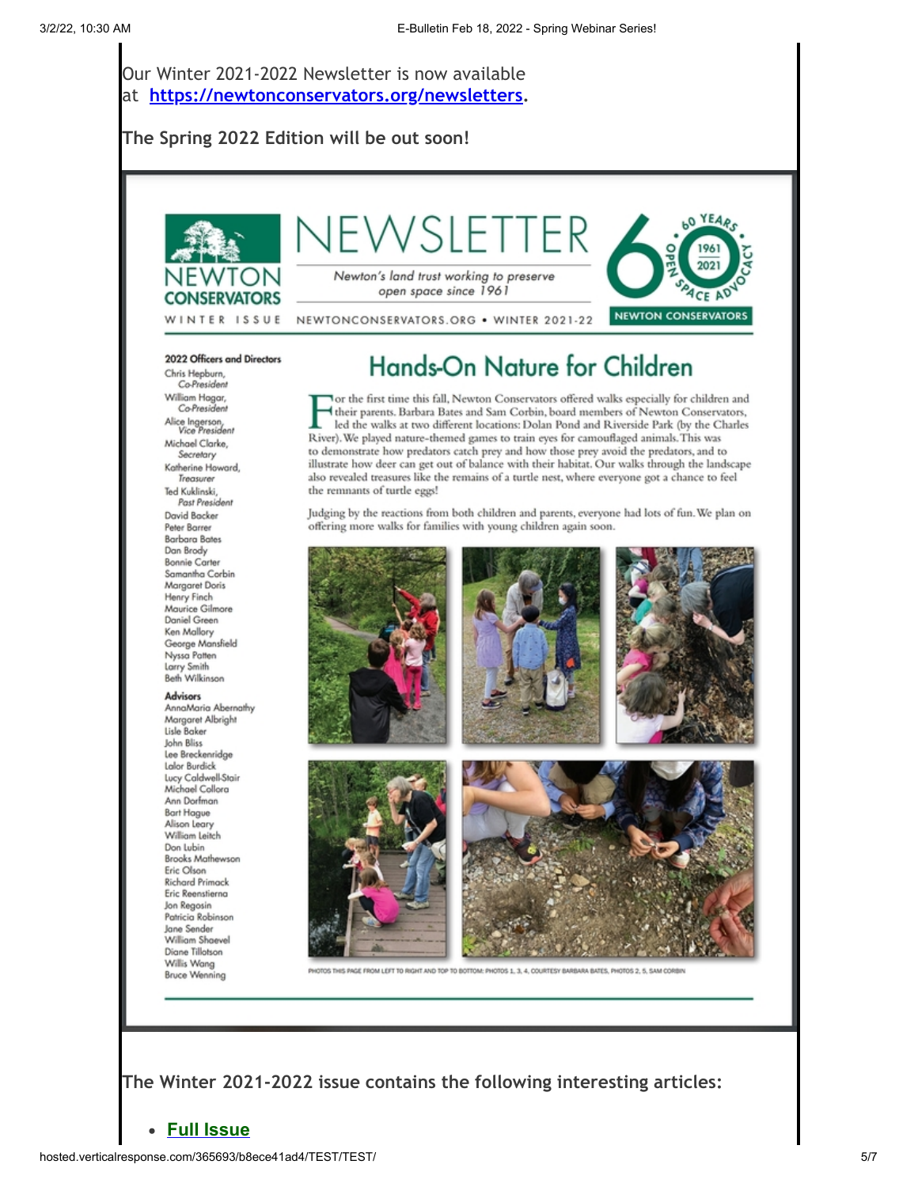Our Winter 2021-2022 Newsletter is now available at **https://newtonconservators.org/newsletters**.

**The Spring 2022 Edition will be out soon!**

# NEWSLETTER

NEWTON CONSERVATORS

WINTER ISSUE

*Newton's land trust working to preserve open space since 1961*

NEWTONCONSERVATORS.ORG • WINTER 2021-22

60 YEARS • 1961 2021 • OPEN SPACE ADVOCACY • NEWTON CONSERVATORS

**2022 Officers and Directors**

Chris Hepburn, *Co-President*
William Hagar, *Co-President*
Alice Ingerson, *Vice President*
Michael Clarke, *Secretary*
Katherine Howard, *Treasurer*
Ted Kuklinski, *Past President*
David Backer
Peter Barrer
Barbara Bates
Dan Brody
Bonnie Carter
Samantha Corbin
Margaret Doris
Henry Finch
Maurice Gilmore
Daniel Green
Ken Mallory
George Mansfield
Nyssa Patten
Larry Smith
Beth Wilkinson

**Advisors**

AnnaMaria Abernathy
Margaret Albright
Lisle Baker
John Bliss
Lee Breckenridge
Lalor Burdick
Lucy Caldwell-Stair
Michael Collora
Ann Dorfman
Bart Hogue
Alison Leary
William Leitch
Don Lubin
Brooks Mathewson
Eric Olson
Richard Primack
Eric Reenstierna
Jon Regosin
Patricia Robinson
Jane Sender
William Shaevel
Diane Tillotson
Willis Wang
Bruce Wenning

## Hands-On Nature for Children

For the first time this fall, Newton Conservators offered walks especially for children and their parents. Barbara Bates and Sam Corbin, board members of Newton Conservators, led the walks at two different locations: Dolan Pond and Riverside Park (by the Charles River). We played nature-themed games to train eyes for camouflaged animals. This was to demonstrate how predators catch prey and how those prey avoid the predators, and to illustrate how deer can get out of balance with their habitat. Our walks through the landscape also revealed treasures like the remains of a turtle nest, where everyone got a chance to feel the remnants of turtle eggs!

Judging by the reactions from both children and parents, everyone had lots of fun. We plan on offering more walks for families with young children again soon.

PHOTOS THIS PAGE FROM LEFT TO RIGHT AND TOP TO BOTTOM: PHOTOS 1, 3, 4, COURTESY BARBARA BATES, PHOTOS 2, 5, SAM CORBIN

**The Winter 2021-2022 issue contains the following interesting articles:**

- **Full Issue**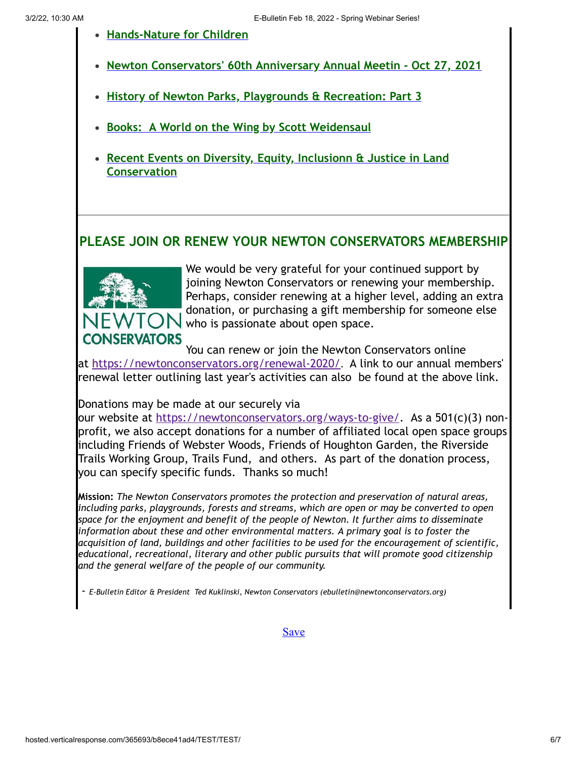- **[Hands-Nature for Children]**
- **[Newton Conservators' 60th Anniversary Annual Meetin - Oct 27, 2021]**
- **[History of Newton Parks, Playgrounds & Recreation: Part 3]**
- **[Books: A World on the Wing by Scott Weidensaul]**
- **[Recent Events on Diversity, Equity, Inclusionn & Justice in Land Conservation]**

---

## PLEASE JOIN OR RENEW YOUR NEWTON CONSERVATORS MEMBERSHIP

NEWTON CONSERVATORS

We would be very grateful for your continued support by joining Newton Conservators or renewing your membership. Perhaps, consider renewing at a higher level, adding an extra donation, or purchasing a gift membership for someone else who is passionate about open space.

You can renew or join the Newton Conservators online at https://newtonconservators.org/renewal-2020/. A link to our annual members' renewal letter outlining last year's activities can also be found at the above link.

Donations may be made at our securely via our website at https://newtonconservators.org/ways-to-give/. As a 501(c)(3) non-profit, we also accept donations for a number of affiliated local open space groups including Friends of Webster Woods, Friends of Houghton Garden, the Riverside Trails Working Group, Trails Fund, and others. As part of the donation process, you can specify specific funds. Thanks so much!

**Mission:** *The Newton Conservators promotes the protection and preservation of natural areas, including parks, playgrounds, forests and streams, which are open or may be converted to open space for the enjoyment and benefit of the people of Newton. It further aims to disseminate information about these and other environmental matters. A primary goal is to foster the acquisition of land, buildings and other facilities to be used for the encouragement of scientific, educational, recreational, literary and other public pursuits that will promote good citizenship and the general welfare of the people of our community.*

- *E-Bulletin Editor & President Ted Kuklinski, Newton Conservators (ebulletin@newtonconservators.org)*

Save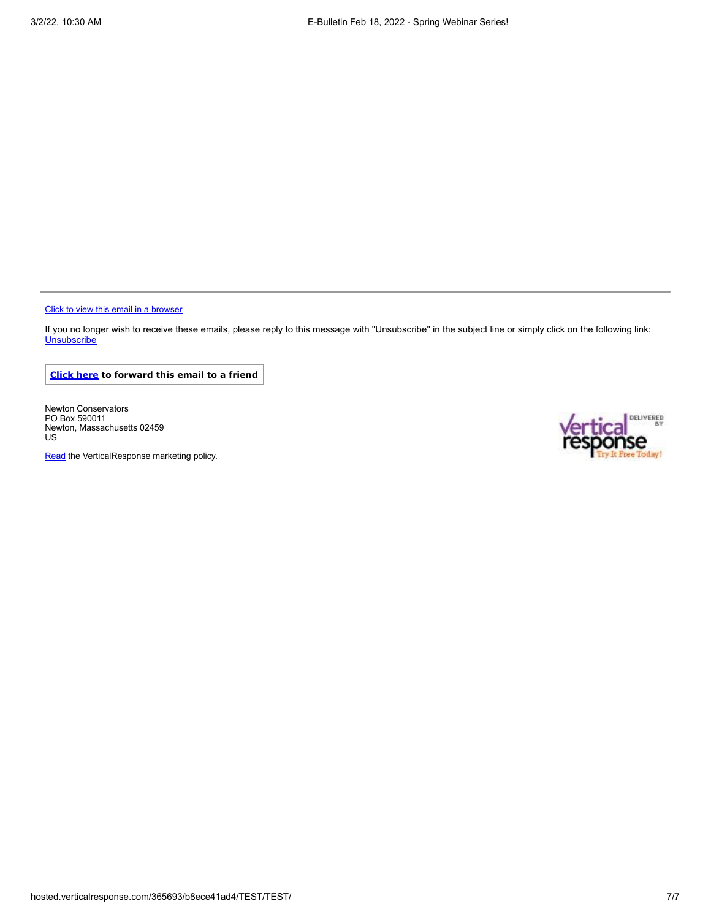---

Click to view this email in a browser

If you no longer wish to receive these emails, please reply to this message with "Unsubscribe" in the subject line or simply click on the following link: Unsubscribe

**Click here to forward this email to a friend**

Newton Conservators
PO Box 590011
Newton, Massachusetts 02459
US

Read the VerticalResponse marketing policy.